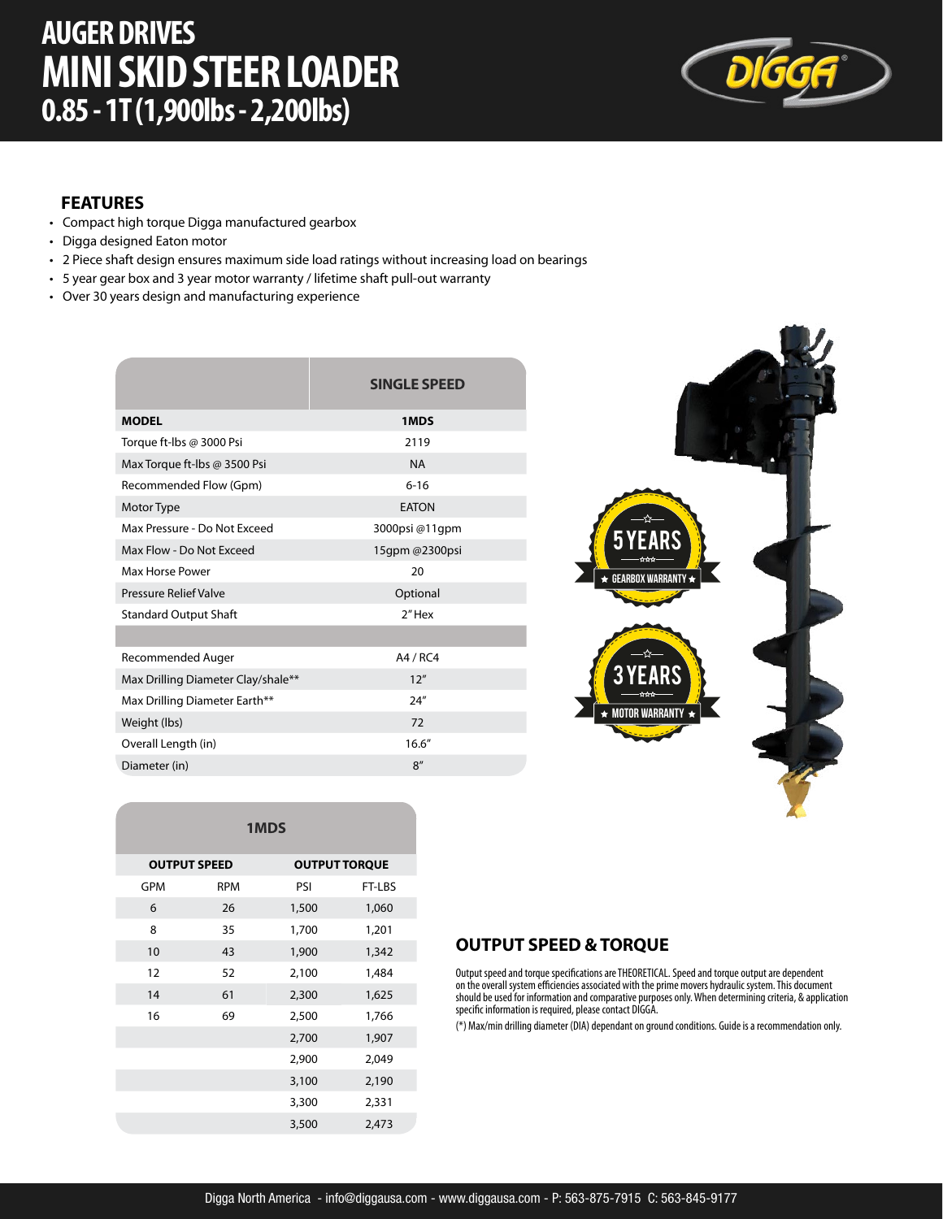# AUGER DRIVES
# MINI SKID STEER LOADER
## 0.85 - 1T (1,900lbs - 2,200lbs)

### FEATURES

- Compact high torque Digga manufactured gearbox
- Digga designed Eaton motor
- 2 Piece shaft design ensures maximum side load ratings without increasing load on bearings
- 5 year gear box and 3 year motor warranty / lifetime shaft pull-out warranty
- Over 30 years design and manufacturing experience

| | SINGLE SPEED |
|---|---|
| **MODEL** | **1MDS** |
| Torque ft-lbs @ 3000 Psi | 2119 |
| Max Torque ft-lbs @ 3500 Psi | NA |
| Recommended Flow (Gpm) | 6-16 |
| Motor Type | EATON |
| Max Pressure - Do Not Exceed | 3000psi @11gpm |
| Max Flow - Do Not Exceed | 15gpm @2300psi |
| Max Horse Power | 20 |
| Pressure Relief Valve | Optional |
| Standard Output Shaft | 2" Hex |
| | |
| Recommended Auger | A4 / RC4 |
| Max Drilling Diameter Clay/shale** | 12" |
| Max Drilling Diameter Earth** | 24" |
| Weight (lbs) | 72 |
| Overall Length (in) | 16.6" |
| Diameter (in) | 8" |

5 YEARS GEARBOX WARRANTY

3 YEARS MOTOR WARRANTY

| 1MDS | | | |
|---|---|---|---|
| **OUTPUT SPEED** | | **OUTPUT TORQUE** | |
| GPM | RPM | PSI | FT-LBS |
| 6 | 26 | 1,500 | 1,060 |
| 8 | 35 | 1,700 | 1,201 |
| 10 | 43 | 1,900 | 1,342 |
| 12 | 52 | 2,100 | 1,484 |
| 14 | 61 | 2,300 | 1,625 |
| 16 | 69 | 2,500 | 1,766 |
| | | 2,700 | 1,907 |
| | | 2,900 | 2,049 |
| | | 3,100 | 2,190 |
| | | 3,300 | 2,331 |
| | | 3,500 | 2,473 |

### OUTPUT SPEED & TORQUE

Output speed and torque specifications are THEORETICAL. Speed and torque output are dependent on the overall system efficiencies associated with the prime movers hydraulic system. This document should be used for information and comparative purposes only. When determining criteria, & application specific information is required, please contact DIGGA.

(*) Max/min drilling diameter (DIA) dependant on ground conditions. Guide is a recommendation only.

Digga North America - info@diggausa.com - www.diggausa.com - P: 563-875-7915 C: 563-845-9177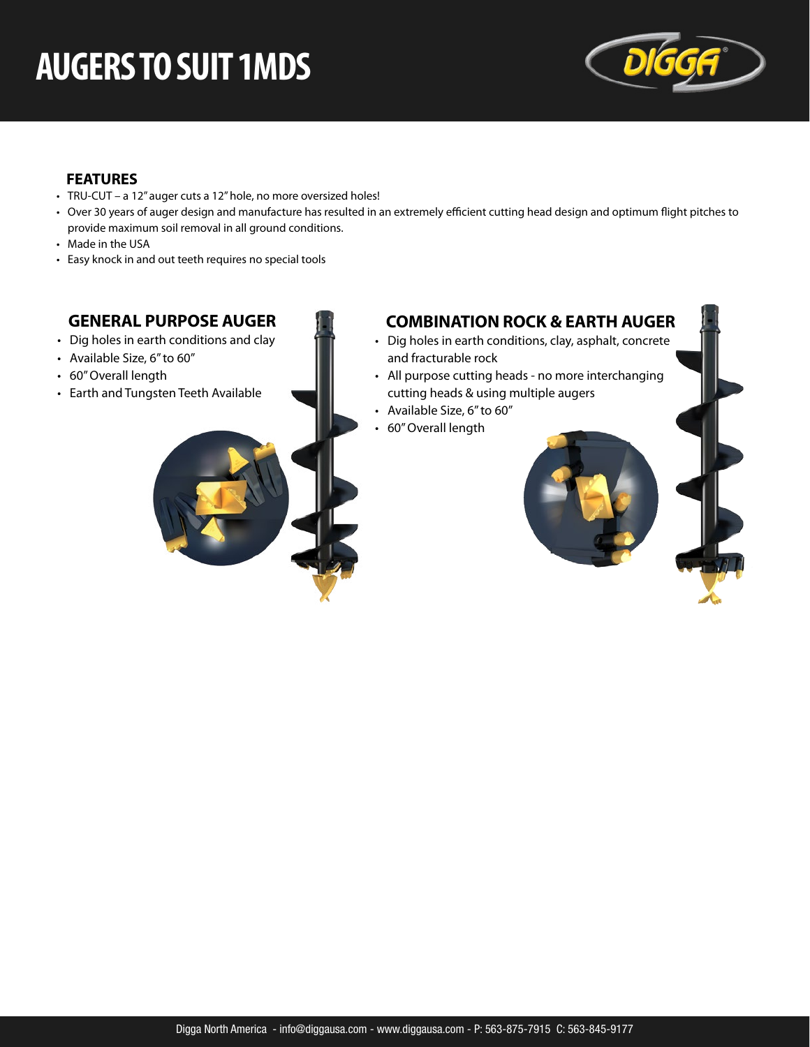# AUGERS TO SUIT 1MDS

DIGGA®

## FEATURES

- TRU-CUT – a 12" auger cuts a 12" hole, no more oversized holes!
- Over 30 years of auger design and manufacture has resulted in an extremely efficient cutting head design and optimum flight pitches to provide maximum soil removal in all ground conditions.
- Made in the USA
- Easy knock in and out teeth requires no special tools

## GENERAL PURPOSE AUGER

- Dig holes in earth conditions and clay
- Available Size, 6" to 60"
- 60" Overall length
- Earth and Tungsten Teeth Available

## COMBINATION ROCK & EARTH AUGER

- Dig holes in earth conditions, clay, asphalt, concrete and fracturable rock
- All purpose cutting heads - no more interchanging cutting heads & using multiple augers
- Available Size, 6" to 60"
- 60" Overall length

Digga North America - info@diggausa.com - www.diggausa.com - P: 563-875-7915 C: 563-845-9177